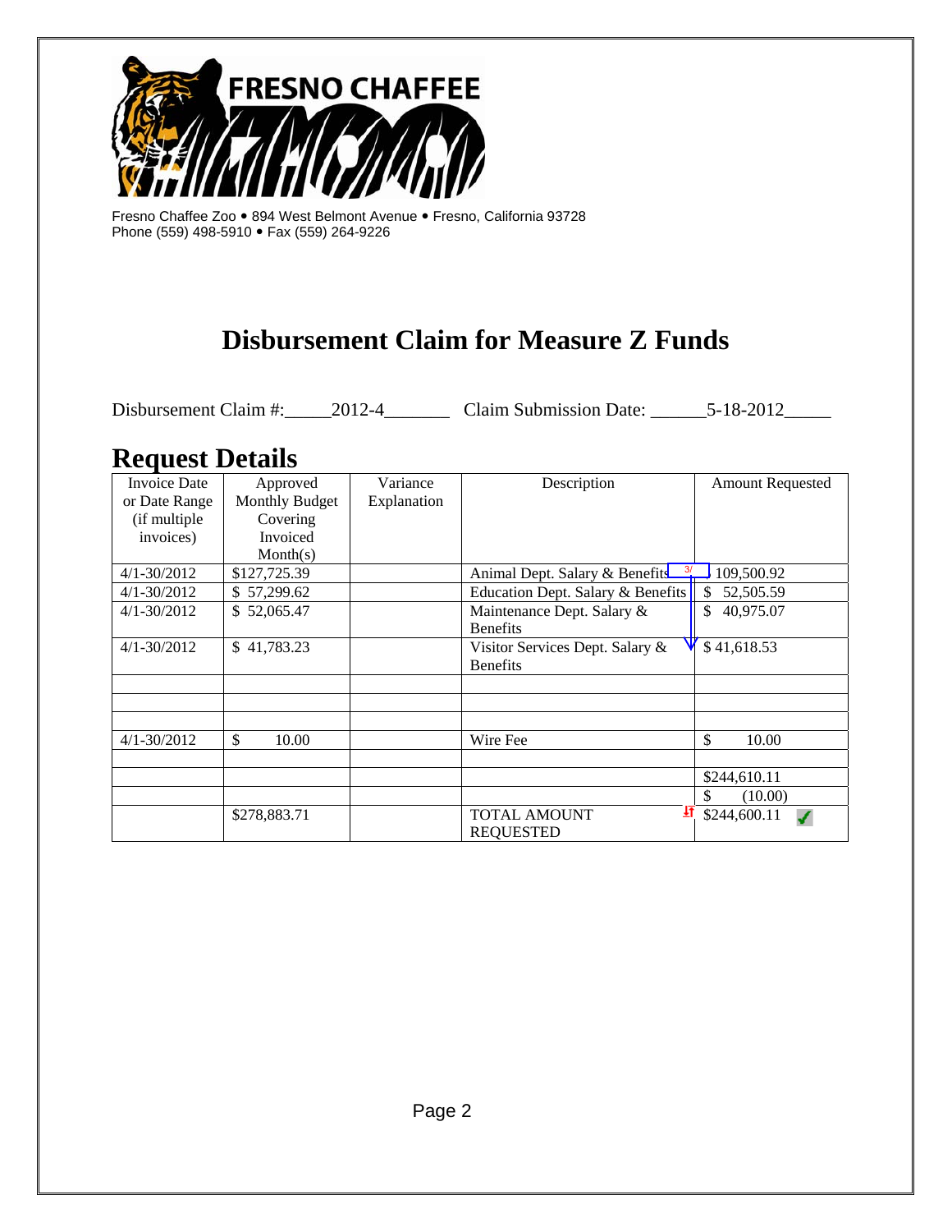FRESNO CHAFFEE ZOO

Fresno Chaffee Zoo • 894 West Belmont Avenue • Fresno, California 93728
Phone (559) 498-5910 • Fax (559) 264-9226

# Disbursement Claim for Measure Z Funds

Disbursement Claim #:\_\_\_\_\_2012-4\_\_\_\_\_\_\_ Claim Submission Date: \_\_\_\_\_\_5-18-2012\_\_\_\_\_

## Request Details

| Invoice Date or Date Range (if multiple invoices) | Approved Monthly Budget Covering Invoiced Month(s) | Variance Explanation | Description | Amount Requested |
|---|---|---|---|---|
| 4/1-30/2012 | $127,725.39 | | Animal Dept. Salary & Benefits | 109,500.92 |
| 4/1-30/2012 | $ 57,299.62 | | Education Dept. Salary & Benefits | $ 52,505.59 |
| 4/1-30/2012 | $ 52,065.47 | | Maintenance Dept. Salary & Benefits | $ 40,975.07 |
| 4/1-30/2012 | $ 41,783.23 | | Visitor Services Dept. Salary & Benefits | $ 41,618.53 |
| | | | | |
| | | | | |
| | | | | |
| 4/1-30/2012 | $ 10.00 | | Wire Fee | $ 10.00 |
| | | | | |
| | | | | $244,610.11 |
| | | | | $ (10.00) |
| | $278,883.71 | | TOTAL AMOUNT REQUESTED | $244,600.11 |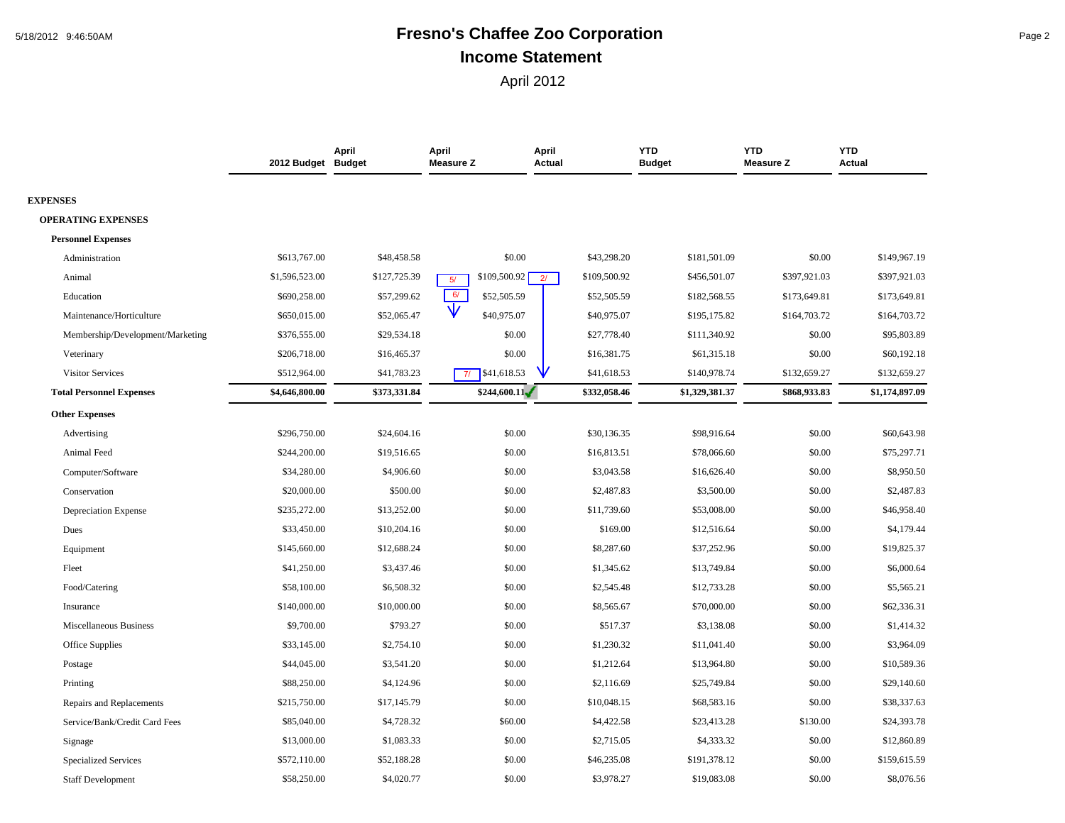# Fresno's Chaffee Zoo Corporation

## Income Statement

April 2012

| | 2012 Budget | April Budget | April Measure Z | April Actual | YTD Budget | YTD Measure Z | YTD Actual |
|---|---|---|---|---|---|---|---|
| **EXPENSES** | | | | | | | |
| **OPERATING EXPENSES** | | | | | | | |
| **Personnel Expenses** | | | | | | | |
| Administration | $613,767.00 | $48,458.58 | $0.00 | $43,298.20 | $181,501.09 | $0.00 | $149,967.19 |
| Animal | $1,596,523.00 | $127,725.39 | 5/ $109,500.92 2/ | $109,500.92 | $456,501.07 | $397,921.03 | $397,921.03 |
| Education | $690,258.00 | $57,299.62 | 6/ $52,505.59 | $52,505.59 | $182,568.55 | $173,649.81 | $173,649.81 |
| Maintenance/Horticulture | $650,015.00 | $52,065.47 | $40,975.07 | $40,975.07 | $195,175.82 | $164,703.72 | $164,703.72 |
| Membership/Development/Marketing | $376,555.00 | $29,534.18 | $0.00 | $27,778.40 | $111,340.92 | $0.00 | $95,803.89 |
| Veterinary | $206,718.00 | $16,465.37 | $0.00 | $16,381.75 | $61,315.18 | $0.00 | $60,192.18 |
| Visitor Services | $512,964.00 | $41,783.23 | 7/ $41,618.53 | $41,618.53 | $140,978.74 | $132,659.27 | $132,659.27 |
| **Total Personnel Expenses** | **$4,646,800.00** | **$373,331.84** | **$244,600.11** ✓ | **$332,058.46** | **$1,329,381.37** | **$868,933.83** | **$1,174,897.09** |
| **Other Expenses** | | | | | | | |
| Advertising | $296,750.00 | $24,604.16 | $0.00 | $30,136.35 | $98,916.64 | $0.00 | $60,643.98 |
| Animal Feed | $244,200.00 | $19,516.65 | $0.00 | $16,813.51 | $78,066.60 | $0.00 | $75,297.71 |
| Computer/Software | $34,280.00 | $4,906.60 | $0.00 | $3,043.58 | $16,626.40 | $0.00 | $8,950.50 |
| Conservation | $20,000.00 | $500.00 | $0.00 | $2,487.83 | $3,500.00 | $0.00 | $2,487.83 |
| Depreciation Expense | $235,272.00 | $13,252.00 | $0.00 | $11,739.60 | $53,008.00 | $0.00 | $46,958.40 |
| Dues | $33,450.00 | $10,204.16 | $0.00 | $169.00 | $12,516.64 | $0.00 | $4,179.44 |
| Equipment | $145,660.00 | $12,688.24 | $0.00 | $8,287.60 | $37,252.96 | $0.00 | $19,825.37 |
| Fleet | $41,250.00 | $3,437.46 | $0.00 | $1,345.62 | $13,749.84 | $0.00 | $6,000.64 |
| Food/Catering | $58,100.00 | $6,508.32 | $0.00 | $2,545.48 | $12,733.28 | $0.00 | $5,565.21 |
| Insurance | $140,000.00 | $10,000.00 | $0.00 | $8,565.67 | $70,000.00 | $0.00 | $62,336.31 |
| Miscellaneous Business | $9,700.00 | $793.27 | $0.00 | $517.37 | $3,138.08 | $0.00 | $1,414.32 |
| Office Supplies | $33,145.00 | $2,754.10 | $0.00 | $1,230.32 | $11,041.40 | $0.00 | $3,964.09 |
| Postage | $44,045.00 | $3,541.20 | $0.00 | $1,212.64 | $13,964.80 | $0.00 | $10,589.36 |
| Printing | $88,250.00 | $4,124.96 | $0.00 | $2,116.69 | $25,749.84 | $0.00 | $29,140.60 |
| Repairs and Replacements | $215,750.00 | $17,145.79 | $0.00 | $10,048.15 | $68,583.16 | $0.00 | $38,337.63 |
| Service/Bank/Credit Card Fees | $85,040.00 | $4,728.32 | $60.00 | $4,422.58 | $23,413.28 | $130.00 | $24,393.78 |
| Signage | $13,000.00 | $1,083.33 | $0.00 | $2,715.05 | $4,333.32 | $0.00 | $12,860.89 |
| Specialized Services | $572,110.00 | $52,188.28 | $0.00 | $46,235.08 | $191,378.12 | $0.00 | $159,615.59 |
| Staff Development | $58,250.00 | $4,020.77 | $0.00 | $3,978.27 | $19,083.08 | $0.00 | $8,076.56 |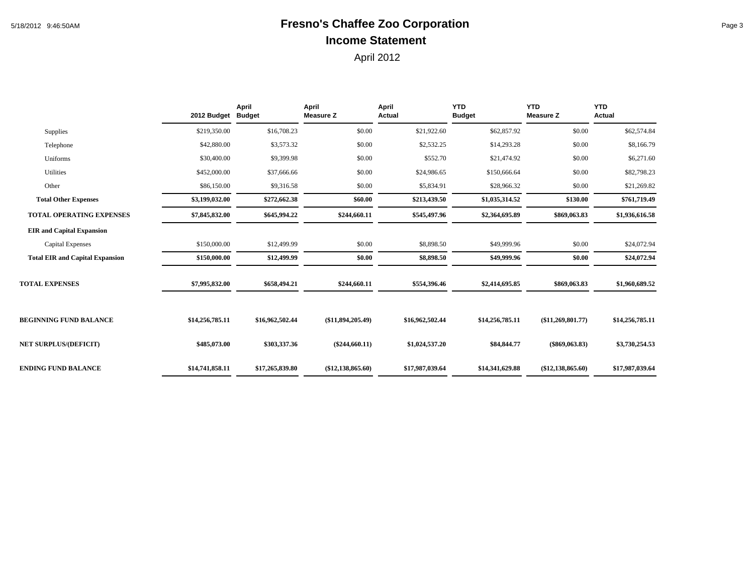# Fresno's Chaffee Zoo Corporation

## Income Statement

April 2012

| | 2012 Budget | April Budget | April Measure Z | April Actual | YTD Budget | YTD Measure Z | YTD Actual |
|---|---|---|---|---|---|---|---|
| Supplies | $219,350.00 | $16,708.23 | $0.00 | $21,922.60 | $62,857.92 | $0.00 | $62,574.84 |
| Telephone | $42,880.00 | $3,573.32 | $0.00 | $2,532.25 | $14,293.28 | $0.00 | $8,166.79 |
| Uniforms | $30,400.00 | $9,399.98 | $0.00 | $552.70 | $21,474.92 | $0.00 | $6,271.60 |
| Utilities | $452,000.00 | $37,666.66 | $0.00 | $24,986.65 | $150,666.64 | $0.00 | $82,798.23 |
| Other | $86,150.00 | $9,316.58 | $0.00 | $5,834.91 | $28,966.32 | $0.00 | $21,269.82 |
| **Total Other Expenses** | **$3,199,032.00** | **$272,662.38** | **$60.00** | **$213,439.50** | **$1,035,314.52** | **$130.00** | **$761,719.49** |
| **TOTAL OPERATING EXPENSES** | **$7,845,832.00** | **$645,994.22** | **$244,660.11** | **$545,497.96** | **$2,364,695.89** | **$869,063.83** | **$1,936,616.58** |
| **EIR and Capital Expansion** | | | | | | | |
| Capital Expenses | $150,000.00 | $12,499.99 | $0.00 | $8,898.50 | $49,999.96 | $0.00 | $24,072.94 |
| **Total EIR and Capital Expansion** | **$150,000.00** | **$12,499.99** | **$0.00** | **$8,898.50** | **$49,999.96** | **$0.00** | **$24,072.94** |
| **TOTAL EXPENSES** | **$7,995,832.00** | **$658,494.21** | **$244,660.11** | **$554,396.46** | **$2,414,695.85** | **$869,063.83** | **$1,960,689.52** |
| **BEGINNING FUND BALANCE** | **$14,256,785.11** | **$16,962,502.44** | **($11,894,205.49)** | **$16,962,502.44** | **$14,256,785.11** | **($11,269,801.77)** | **$14,256,785.11** |
| **NET SURPLUS/(DEFICIT)** | **$485,073.00** | **$303,337.36** | **($244,660.11)** | **$1,024,537.20** | **$84,844.77** | **($869,063.83)** | **$3,730,254.53** |
| **ENDING FUND BALANCE** | **$14,741,858.11** | **$17,265,839.80** | **($12,138,865.60)** | **$17,987,039.64** | **$14,341,629.88** | **($12,138,865.60)** | **$17,987,039.64** |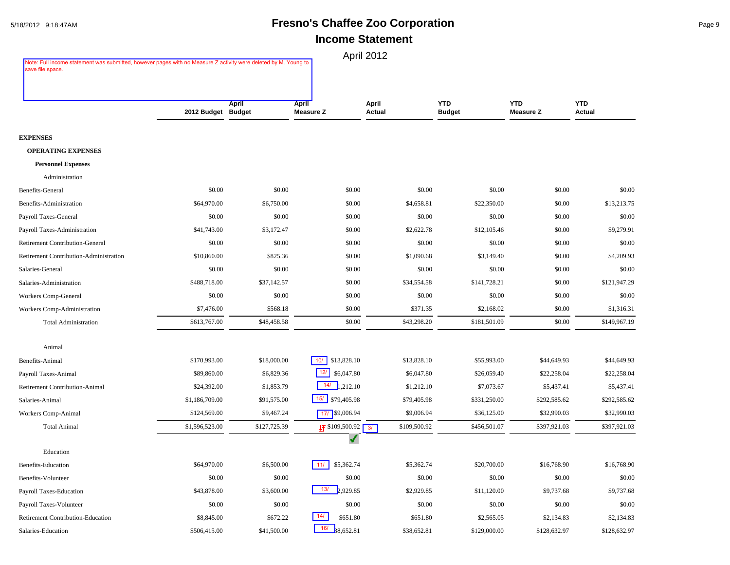# Fresno's Chaffee Zoo Corporation

## Income Statement

April 2012

Note: Full income statement was submitted, however pages with no Measure Z activity were deleted by M. Young to save file space.

| | 2012 Budget | April Budget | April Measure Z | April Actual | YTD Budget | YTD Measure Z | YTD Actual |
|---|---|---|---|---|---|---|---|
| **EXPENSES** | | | | | | | |
| **OPERATING EXPENSES** | | | | | | | |
| **Personnel Expenses** | | | | | | | |
| Administration | | | | | | | |
| Benefits-General | $0.00 | $0.00 | $0.00 | $0.00 | $0.00 | $0.00 | $0.00 |
| Benefits-Administration | $64,970.00 | $6,750.00 | $0.00 | $4,658.81 | $22,350.00 | $0.00 | $13,213.75 |
| Payroll Taxes-General | $0.00 | $0.00 | $0.00 | $0.00 | $0.00 | $0.00 | $0.00 |
| Payroll Taxes-Administration | $41,743.00 | $3,172.47 | $0.00 | $2,622.78 | $12,105.46 | $0.00 | $9,279.91 |
| Retirement Contribution-General | $0.00 | $0.00 | $0.00 | $0.00 | $0.00 | $0.00 | $0.00 |
| Retirement Contribution-Administration | $10,860.00 | $825.36 | $0.00 | $1,090.68 | $3,149.40 | $0.00 | $4,209.93 |
| Salaries-General | $0.00 | $0.00 | $0.00 | $0.00 | $0.00 | $0.00 | $0.00 |
| Salaries-Administration | $488,718.00 | $37,142.57 | $0.00 | $34,554.58 | $141,728.21 | $0.00 | $121,947.29 |
| Workers Comp-General | $0.00 | $0.00 | $0.00 | $0.00 | $0.00 | $0.00 | $0.00 |
| Workers Comp-Administration | $7,476.00 | $568.18 | $0.00 | $371.35 | $2,168.02 | $0.00 | $1,316.31 |
| Total Administration | $613,767.00 | $48,458.58 | $0.00 | $43,298.20 | $181,501.09 | $0.00 | $149,967.19 |
| Animal | | | | | | | |
| Benefits-Animal | $170,993.00 | $18,000.00 | 10/ $13,828.10 | $13,828.10 | $55,993.00 | $44,649.93 | $44,649.93 |
| Payroll Taxes-Animal | $89,860.00 | $6,829.36 | 12/ $6,047.80 | $6,047.80 | $26,059.40 | $22,258.04 | $22,258.04 |
| Retirement Contribution-Animal | $24,392.00 | $1,853.79 | 14/ $1,212.10 | $1,212.10 | $7,073.67 | $5,437.41 | $5,437.41 |
| Salaries-Animal | $1,186,709.00 | $91,575.00 | 15/ $79,405.98 | $79,405.98 | $331,250.00 | $292,585.62 | $292,585.62 |
| Workers Comp-Animal | $124,569.00 | $9,467.24 | 17/ $9,006.94 | $9,006.94 | $36,125.00 | $32,990.03 | $32,990.03 |
| Total Animal | $1,596,523.00 | $127,725.39 | $109,500.92 3/ ✓ | $109,500.92 | $456,501.07 | $397,921.03 | $397,921.03 |
| Education | | | | | | | |
| Benefits-Education | $64,970.00 | $6,500.00 | 11/ $5,362.74 | $5,362.74 | $20,700.00 | $16,768.90 | $16,768.90 |
| Benefits-Volunteer | $0.00 | $0.00 | $0.00 | $0.00 | $0.00 | $0.00 | $0.00 |
| Payroll Taxes-Education | $43,878.00 | $3,600.00 | 13/ $2,929.85 | $2,929.85 | $11,120.00 | $9,737.68 | $9,737.68 |
| Payroll Taxes-Volunteer | $0.00 | $0.00 | $0.00 | $0.00 | $0.00 | $0.00 | $0.00 |
| Retirement Contribution-Education | $8,845.00 | $672.22 | 14/ $651.80 | $651.80 | $2,565.05 | $2,134.83 | $2,134.83 |
| Salaries-Education | $506,415.00 | $41,500.00 | 16/ $38,652.81 | $38,652.81 | $129,000.00 | $128,632.97 | $128,632.97 |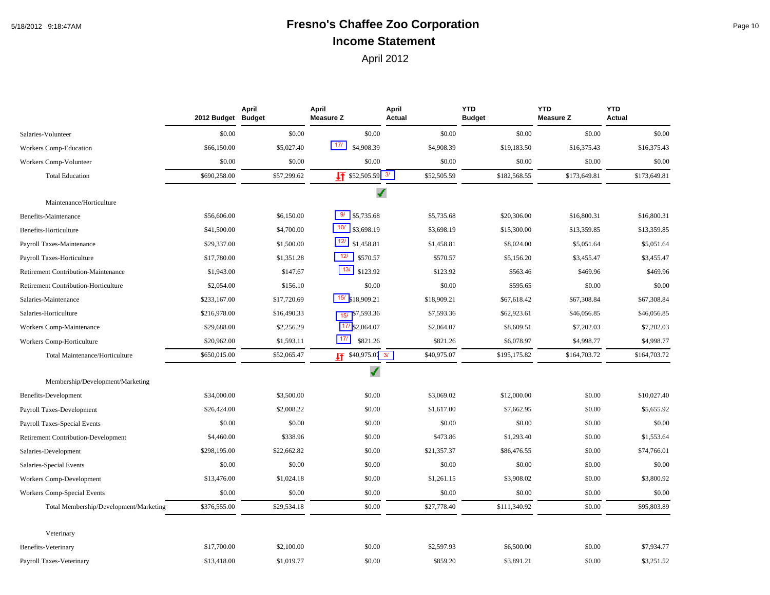# Fresno's Chaffee Zoo Corporation

## Income Statement

April 2012

| | 2012 Budget | April Budget | April Measure Z | April Actual | YTD Budget | YTD Measure Z | YTD Actual |
|---|---|---|---|---|---|---|---|
| Salaries-Volunteer | $0.00 | $0.00 | $0.00 | $0.00 | $0.00 | $0.00 | $0.00 |
| Workers Comp-Education | $66,150.00 | $5,027.40 | 17/ $4,908.39 | $4,908.39 | $19,183.50 | $16,375.43 | $16,375.43 |
| Workers Comp-Volunteer | $0.00 | $0.00 | $0.00 | $0.00 | $0.00 | $0.00 | $0.00 |
| Total Education | $690,258.00 | $57,299.62 | $52,505.59 3/ | $52,505.59 | $182,568.55 | $173,649.81 | $173,649.81 |
| Maintenance/Horticulture | | | | | | | |
| Benefits-Maintenance | $56,606.00 | $6,150.00 | 9/ $5,735.68 | $5,735.68 | $20,306.00 | $16,800.31 | $16,800.31 |
| Benefits-Horticulture | $41,500.00 | $4,700.00 | 10/ $3,698.19 | $3,698.19 | $15,300.00 | $13,359.85 | $13,359.85 |
| Payroll Taxes-Maintenance | $29,337.00 | $1,500.00 | 12/ $1,458.81 | $1,458.81 | $8,024.00 | $5,051.64 | $5,051.64 |
| Payroll Taxes-Horticulture | $17,780.00 | $1,351.28 | 12/ $570.57 | $570.57 | $5,156.20 | $3,455.47 | $3,455.47 |
| Retirement Contribution-Maintenance | $1,943.00 | $147.67 | 13/ $123.92 | $123.92 | $563.46 | $469.96 | $469.96 |
| Retirement Contribution-Horticulture | $2,054.00 | $156.10 | $0.00 | $0.00 | $595.65 | $0.00 | $0.00 |
| Salaries-Maintenance | $233,167.00 | $17,720.69 | 15/ $18,909.21 | $18,909.21 | $67,618.42 | $67,308.84 | $67,308.84 |
| Salaries-Horticulture | $216,978.00 | $16,490.33 | 15/ $7,593.36 | $7,593.36 | $62,923.61 | $46,056.85 | $46,056.85 |
| Workers Comp-Maintenance | $29,688.00 | $2,256.29 | 17/ $2,064.07 | $2,064.07 | $8,609.51 | $7,202.03 | $7,202.03 |
| Workers Comp-Horticulture | $20,962.00 | $1,593.11 | 17/ $821.26 | $821.26 | $6,078.97 | $4,998.77 | $4,998.77 |
| Total Maintenance/Horticulture | $650,015.00 | $52,065.47 | $40,975.07 3/ | $40,975.07 | $195,175.82 | $164,703.72 | $164,703.72 |
| Membership/Development/Marketing | | | | | | | |
| Benefits-Development | $34,000.00 | $3,500.00 | $0.00 | $3,069.02 | $12,000.00 | $0.00 | $10,027.40 |
| Payroll Taxes-Development | $26,424.00 | $2,008.22 | $0.00 | $1,617.00 | $7,662.95 | $0.00 | $5,655.92 |
| Payroll Taxes-Special Events | $0.00 | $0.00 | $0.00 | $0.00 | $0.00 | $0.00 | $0.00 |
| Retirement Contribution-Development | $4,460.00 | $338.96 | $0.00 | $473.86 | $1,293.40 | $0.00 | $1,553.64 |
| Salaries-Development | $298,195.00 | $22,662.82 | $0.00 | $21,357.37 | $86,476.55 | $0.00 | $74,766.01 |
| Salaries-Special Events | $0.00 | $0.00 | $0.00 | $0.00 | $0.00 | $0.00 | $0.00 |
| Workers Comp-Development | $13,476.00 | $1,024.18 | $0.00 | $1,261.15 | $3,908.02 | $0.00 | $3,800.92 |
| Workers Comp-Special Events | $0.00 | $0.00 | $0.00 | $0.00 | $0.00 | $0.00 | $0.00 |
| Total Membership/Development/Marketing | $376,555.00 | $29,534.18 | $0.00 | $27,778.40 | $111,340.92 | $0.00 | $95,803.89 |
| Veterinary | | | | | | | |
| Benefits-Veterinary | $17,700.00 | $2,100.00 | $0.00 | $2,597.93 | $6,500.00 | $0.00 | $7,934.77 |
| Payroll Taxes-Veterinary | $13,418.00 | $1,019.77 | $0.00 | $859.20 | $3,891.21 | $0.00 | $3,251.52 |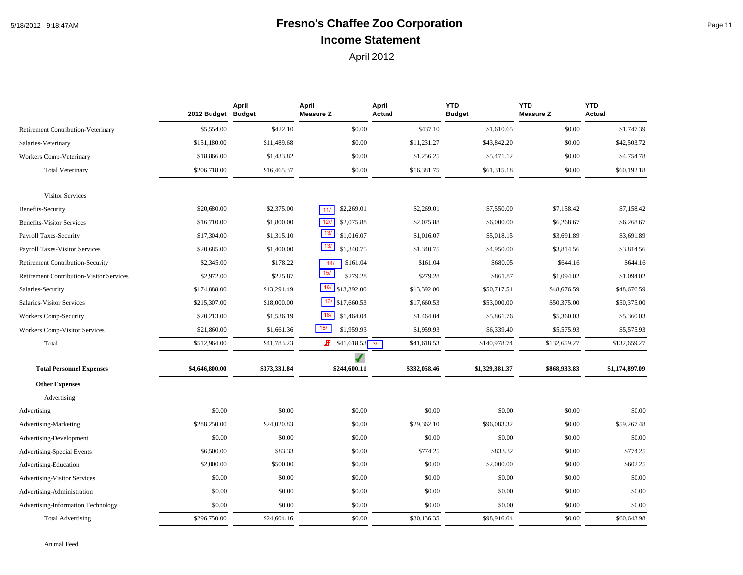# Fresno's Chaffee Zoo Corporation

## Income Statement

April 2012

| | 2012 Budget | April Budget | April Measure Z | April Actual | YTD Budget | YTD Measure Z | YTD Actual |
|---|---|---|---|---|---|---|---|
| Retirement Contribution-Veterinary | $5,554.00 | $422.10 | $0.00 | $437.10 | $1,610.65 | $0.00 | $1,747.39 |
| Salaries-Veterinary | $151,180.00 | $11,489.68 | $0.00 | $11,231.27 | $43,842.20 | $0.00 | $42,503.72 |
| Workers Comp-Veterinary | $18,866.00 | $1,433.82 | $0.00 | $1,256.25 | $5,471.12 | $0.00 | $4,754.78 |
| Total Veterinary | $206,718.00 | $16,465.37 | $0.00 | $16,381.75 | $61,315.18 | $0.00 | $60,192.18 |
| Visitor Services | | | | | | | |
| Benefits-Security | $20,680.00 | $2,375.00 | 11/ $2,269.01 | $2,269.01 | $7,550.00 | $7,158.42 | $7,158.42 |
| Benefits-Visitor Services | $16,710.00 | $1,800.00 | 12// $2,075.88 | $2,075.88 | $6,000.00 | $6,268.67 | $6,268.67 |
| Payroll Taxes-Security | $17,304.00 | $1,315.10 | 13/ $1,016.07 | $1,016.07 | $5,018.15 | $3,691.89 | $3,691.89 |
| Payroll Taxes-Visitor Services | $20,685.00 | $1,400.00 | 13/ $1,340.75 | $1,340.75 | $4,950.00 | $3,814.56 | $3,814.56 |
| Retirement Contribution-Security | $2,345.00 | $178.22 | 14/ $161.04 | $161.04 | $680.05 | $644.16 | $644.16 |
| Retirement Contribution-Visitor Services | $2,972.00 | $225.87 | 15/ $279.28 | $279.28 | $861.87 | $1,094.02 | $1,094.02 |
| Salaries-Security | $174,888.00 | $13,291.49 | 16/ $13,392.00 | $13,392.00 | $50,717.51 | $48,676.59 | $48,676.59 |
| Salaries-Visitor Services | $215,307.00 | $18,000.00 | 16/ $17,660.53 | $17,660.53 | $53,000.00 | $50,375.00 | $50,375.00 |
| Workers Comp-Security | $20,213.00 | $1,536.19 | 18/ $1,464.04 | $1,464.04 | $5,861.76 | $5,360.03 | $5,360.03 |
| Workers Comp-Visitor Services | $21,860.00 | $1,661.36 | 18/ $1,959.93 | $1,959.93 | $6,339.40 | $5,575.93 | $5,575.93 |
| Total | $512,964.00 | $41,783.23 | $41,618.53 3/ | $41,618.53 | $140,978.74 | $132,659.27 | $132,659.27 |
| **Total Personnel Expenses** | **$4,646,800.00** | **$373,331.84** | **$244,600.11** | **$332,058.46** | **$1,329,381.37** | **$868,933.83** | **$1,174,897.09** |
| **Other Expenses** | | | | | | | |
| Advertising | | | | | | | |
| Advertising | $0.00 | $0.00 | $0.00 | $0.00 | $0.00 | $0.00 | $0.00 |
| Advertising-Marketing | $288,250.00 | $24,020.83 | $0.00 | $29,362.10 | $96,083.32 | $0.00 | $59,267.48 |
| Advertising-Development | $0.00 | $0.00 | $0.00 | $0.00 | $0.00 | $0.00 | $0.00 |
| Advertising-Special Events | $6,500.00 | $83.33 | $0.00 | $774.25 | $833.32 | $0.00 | $774.25 |
| Advertising-Education | $2,000.00 | $500.00 | $0.00 | $0.00 | $2,000.00 | $0.00 | $602.25 |
| Advertising-Visitor Services | $0.00 | $0.00 | $0.00 | $0.00 | $0.00 | $0.00 | $0.00 |
| Advertising-Administration | $0.00 | $0.00 | $0.00 | $0.00 | $0.00 | $0.00 | $0.00 |
| Advertising-Information Technology | $0.00 | $0.00 | $0.00 | $0.00 | $0.00 | $0.00 | $0.00 |
| Total Advertising | $296,750.00 | $24,604.16 | $0.00 | $30,136.35 | $98,916.64 | $0.00 | $60,643.98 |

Animal Feed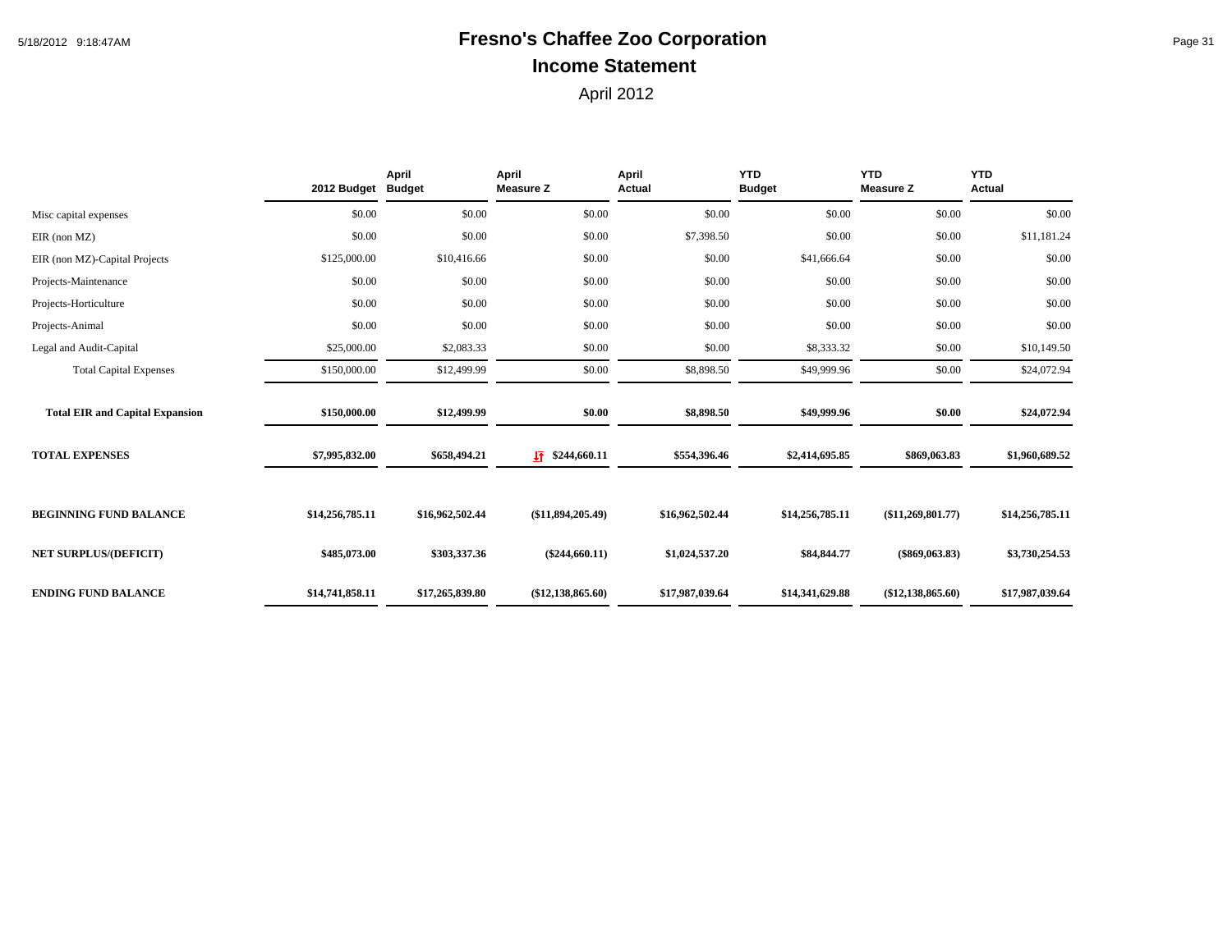# Fresno's Chaffee Zoo Corporation

## Income Statement

April 2012

| | 2012 Budget | April Budget | April Measure Z | April Actual | YTD Budget | YTD Measure Z | YTD Actual |
|---|---|---|---|---|---|---|---|
| Misc capital expenses | $0.00 | $0.00 | $0.00 | $0.00 | $0.00 | $0.00 | $0.00 |
| EIR (non MZ) | $0.00 | $0.00 | $0.00 | $7,398.50 | $0.00 | $0.00 | $11,181.24 |
| EIR (non MZ)-Capital Projects | $125,000.00 | $10,416.66 | $0.00 | $0.00 | $41,666.64 | $0.00 | $0.00 |
| Projects-Maintenance | $0.00 | $0.00 | $0.00 | $0.00 | $0.00 | $0.00 | $0.00 |
| Projects-Horticulture | $0.00 | $0.00 | $0.00 | $0.00 | $0.00 | $0.00 | $0.00 |
| Projects-Animal | $0.00 | $0.00 | $0.00 | $0.00 | $0.00 | $0.00 | $0.00 |
| Legal and Audit-Capital | $25,000.00 | $2,083.33 | $0.00 | $0.00 | $8,333.32 | $0.00 | $10,149.50 |
| Total Capital Expenses | $150,000.00 | $12,499.99 | $0.00 | $8,898.50 | $49,999.96 | $0.00 | $24,072.94 |
| **Total EIR and Capital Expansion** | **$150,000.00** | **$12,499.99** | **$0.00** | **$8,898.50** | **$49,999.96** | **$0.00** | **$24,072.94** |
| **TOTAL EXPENSES** | **$7,995,832.00** | **$658,494.21** | **$244,660.11** | **$554,396.46** | **$2,414,695.85** | **$869,063.83** | **$1,960,689.52** |
| **BEGINNING FUND BALANCE** | **$14,256,785.11** | **$16,962,502.44** | **($11,894,205.49)** | **$16,962,502.44** | **$14,256,785.11** | **($11,269,801.77)** | **$14,256,785.11** |
| **NET SURPLUS/(DEFICIT)** | **$485,073.00** | **$303,337.36** | **($244,660.11)** | **$1,024,537.20** | **$84,844.77** | **($869,063.83)** | **$3,730,254.53** |
| **ENDING FUND BALANCE** | **$14,741,858.11** | **$17,265,839.80** | **($12,138,865.60)** | **$17,987,039.64** | **$14,341,629.88** | **($12,138,865.60)** | **$17,987,039.64** |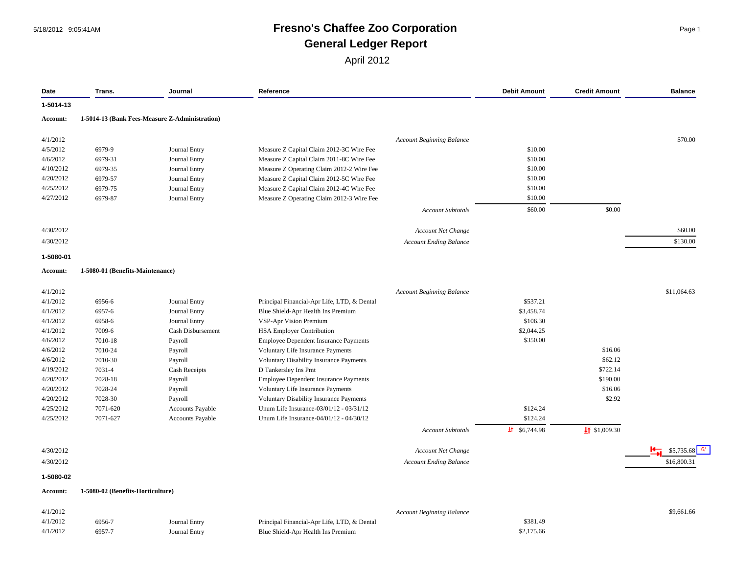# Fresno's Chaffee Zoo Corporation

## General Ledger Report

April 2012

| Date | Trans. | Journal | Reference | Debit Amount | Credit Amount | Balance |
|---|---|---|---|---|---|---|
| **1-5014-13** | | | | | | |
| **Account:** | **1-5014-13 (Bank Fees-Measure Z-Administration)** | | | | | |
| 4/1/2012 | | | *Account Beginning Balance* | | | $70.00 |
| 4/5/2012 | 6979-9 | Journal Entry | Measure Z Capital Claim 2012-3C Wire Fee | $10.00 | | |
| 4/6/2012 | 6979-31 | Journal Entry | Measure Z Capital Claim 2011-8C Wire Fee | $10.00 | | |
| 4/10/2012 | 6979-35 | Journal Entry | Measure Z Operating Claim 2012-2 Wire Fee | $10.00 | | |
| 4/20/2012 | 6979-57 | Journal Entry | Measure Z Capital Claim 2012-5C Wire Fee | $10.00 | | |
| 4/25/2012 | 6979-75 | Journal Entry | Measure Z Capital Claim 2012-4C Wire Fee | $10.00 | | |
| 4/27/2012 | 6979-87 | Journal Entry | Measure Z Operating Claim 2012-3 Wire Fee | $10.00 | | |
| | | | *Account Subtotals* | $60.00 | $0.00 | |
| 4/30/2012 | | | *Account Net Change* | | | $60.00 |
| 4/30/2012 | | | *Account Ending Balance* | | | $130.00 |
| **1-5080-01** | | | | | | |
| **Account:** | **1-5080-01 (Benefits-Maintenance)** | | | | | |
| 4/1/2012 | | | *Account Beginning Balance* | | | $11,064.63 |
| 4/1/2012 | 6956-6 | Journal Entry | Principal Financial-Apr Life, LTD, & Dental | $537.21 | | |
| 4/1/2012 | 6957-6 | Journal Entry | Blue Shield-Apr Health Ins Premium | $3,458.74 | | |
| 4/1/2012 | 6958-6 | Journal Entry | VSP-Apr Vision Premium | $106.30 | | |
| 4/1/2012 | 7009-6 | Cash Disbursement | HSA Employer Contribution | $2,044.25 | | |
| 4/6/2012 | 7010-18 | Payroll | Employee Dependent Insurance Payments | $350.00 | | |
| 4/6/2012 | 7010-24 | Payroll | Voluntary Life Insurance Payments | | $16.06 | |
| 4/6/2012 | 7010-30 | Payroll | Voluntary Disability Insurance Payments | | $62.12 | |
| 4/19/2012 | 7031-4 | Cash Receipts | D Tankersley Ins Pmt | | $722.14 | |
| 4/20/2012 | 7028-18 | Payroll | Employee Dependent Insurance Payments | | $190.00 | |
| 4/20/2012 | 7028-24 | Payroll | Voluntary Life Insurance Payments | | $16.06 | |
| 4/20/2012 | 7028-30 | Payroll | Voluntary Disability Insurance Payments | | $2.92 | |
| 4/25/2012 | 7071-620 | Accounts Payable | Unum Life Insurance-03/01/12 - 03/31/12 | $124.24 | | |
| 4/25/2012 | 7071-627 | Accounts Payable | Unum Life Insurance-04/01/12 - 04/30/12 | $124.24 | | |
| | | | *Account Subtotals* | $6,744.98 | $1,009.30 | |
| 4/30/2012 | | | *Account Net Change* | | | $5,735.68 6/ |
| 4/30/2012 | | | *Account Ending Balance* | | | $16,800.31 |
| **1-5080-02** | | | | | | |
| **Account:** | **1-5080-02 (Benefits-Horticulture)** | | | | | |
| 4/1/2012 | | | *Account Beginning Balance* | | | $9,661.66 |
| 4/1/2012 | 6956-7 | Journal Entry | Principal Financial-Apr Life, LTD, & Dental | $381.49 | | |
| 4/1/2012 | 6957-7 | Journal Entry | Blue Shield-Apr Health Ins Premium | $2,175.66 | | |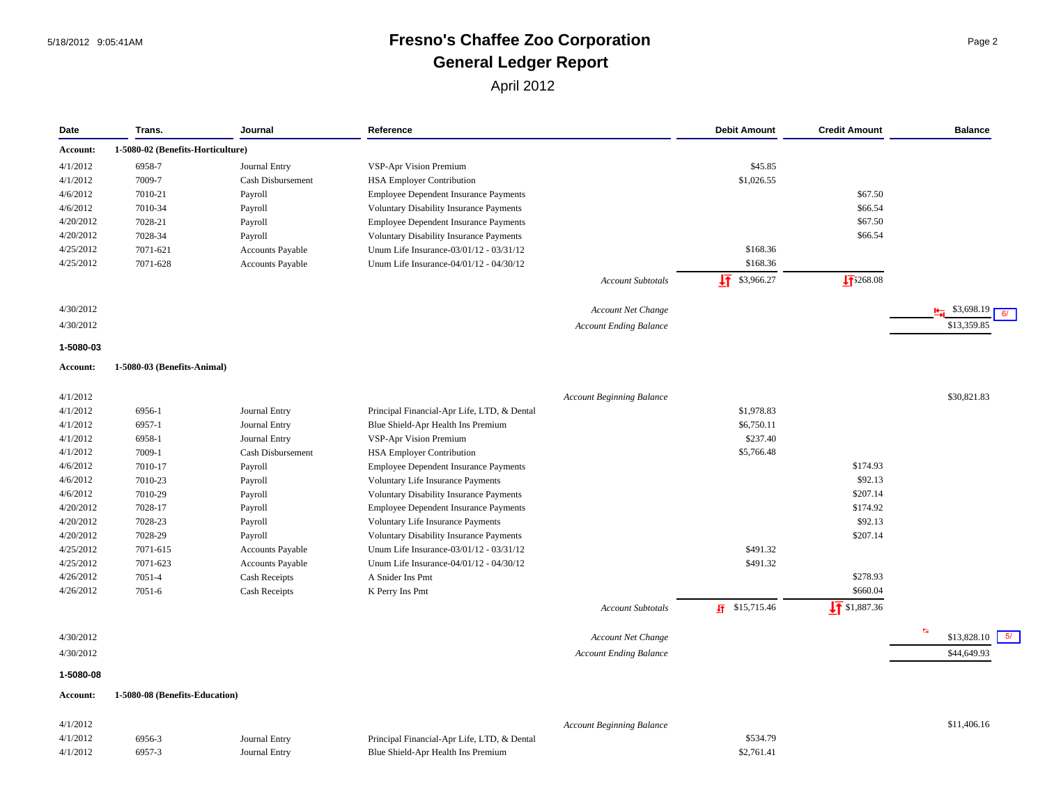# Fresno's Chaffee Zoo Corporation
## General Ledger Report
April 2012

| Date | Trans. | Journal | Reference | Debit Amount | Credit Amount | Balance |
|---|---|---|---|---|---|---|
| **Account:** | **1-5080-02 (Benefits-Horticulture)** | | | | | |
| 4/1/2012 | 6958-7 | Journal Entry | VSP-Apr Vision Premium | $45.85 | | |
| 4/1/2012 | 7009-7 | Cash Disbursement | HSA Employer Contribution | $1,026.55 | | |
| 4/6/2012 | 7010-21 | Payroll | Employee Dependent Insurance Payments | | $67.50 | |
| 4/6/2012 | 7010-34 | Payroll | Voluntary Disability Insurance Payments | | $66.54 | |
| 4/20/2012 | 7028-21 | Payroll | Employee Dependent Insurance Payments | | $67.50 | |
| 4/20/2012 | 7028-34 | Payroll | Voluntary Disability Insurance Payments | | $66.54 | |
| 4/25/2012 | 7071-621 | Accounts Payable | Unum Life Insurance-03/01/12 - 03/31/12 | $168.36 | | |
| 4/25/2012 | 7071-628 | Accounts Payable | Unum Life Insurance-04/01/12 - 04/30/12 | $168.36 | | |
| | | | *Account Subtotals* | $3,966.27 | $268.08 | |
| 4/30/2012 | | | *Account Net Change* | | | $3,698.19 6/ |
| 4/30/2012 | | | *Account Ending Balance* | | | $13,359.85 |
| **1-5080-03** | | | | | | |
| **Account:** | **1-5080-03 (Benefits-Animal)** | | | | | |
| 4/1/2012 | | | *Account Beginning Balance* | | | $30,821.83 |
| 4/1/2012 | 6956-1 | Journal Entry | Principal Financial-Apr Life, LTD, & Dental | $1,978.83 | | |
| 4/1/2012 | 6957-1 | Journal Entry | Blue Shield-Apr Health Ins Premium | $6,750.11 | | |
| 4/1/2012 | 6958-1 | Journal Entry | VSP-Apr Vision Premium | $237.40 | | |
| 4/1/2012 | 7009-1 | Cash Disbursement | HSA Employer Contribution | $5,766.48 | | |
| 4/6/2012 | 7010-17 | Payroll | Employee Dependent Insurance Payments | | $174.93 | |
| 4/6/2012 | 7010-23 | Payroll | Voluntary Life Insurance Payments | | $92.13 | |
| 4/6/2012 | 7010-29 | Payroll | Voluntary Disability Insurance Payments | | $207.14 | |
| 4/20/2012 | 7028-17 | Payroll | Employee Dependent Insurance Payments | | $174.92 | |
| 4/20/2012 | 7028-23 | Payroll | Voluntary Life Insurance Payments | | $92.13 | |
| 4/20/2012 | 7028-29 | Payroll | Voluntary Disability Insurance Payments | | $207.14 | |
| 4/25/2012 | 7071-615 | Accounts Payable | Unum Life Insurance-03/01/12 - 03/31/12 | $491.32 | | |
| 4/25/2012 | 7071-623 | Accounts Payable | Unum Life Insurance-04/01/12 - 04/30/12 | $491.32 | | |
| 4/26/2012 | 7051-4 | Cash Receipts | A Snider Ins Pmt | | $278.93 | |
| 4/26/2012 | 7051-6 | Cash Receipts | K Perry Ins Pmt | | $660.04 | |
| | | | *Account Subtotals* | $15,715.46 | $1,887.36 | |
| 4/30/2012 | | | *Account Net Change* | | | $13,828.10 5/ |
| 4/30/2012 | | | *Account Ending Balance* | | | $44,649.93 |
| **1-5080-08** | | | | | | |
| **Account:** | **1-5080-08 (Benefits-Education)** | | | | | |
| 4/1/2012 | | | *Account Beginning Balance* | | | $11,406.16 |
| 4/1/2012 | 6956-3 | Journal Entry | Principal Financial-Apr Life, LTD, & Dental | $534.79 | | |
| 4/1/2012 | 6957-3 | Journal Entry | Blue Shield-Apr Health Ins Premium | $2,761.41 | | |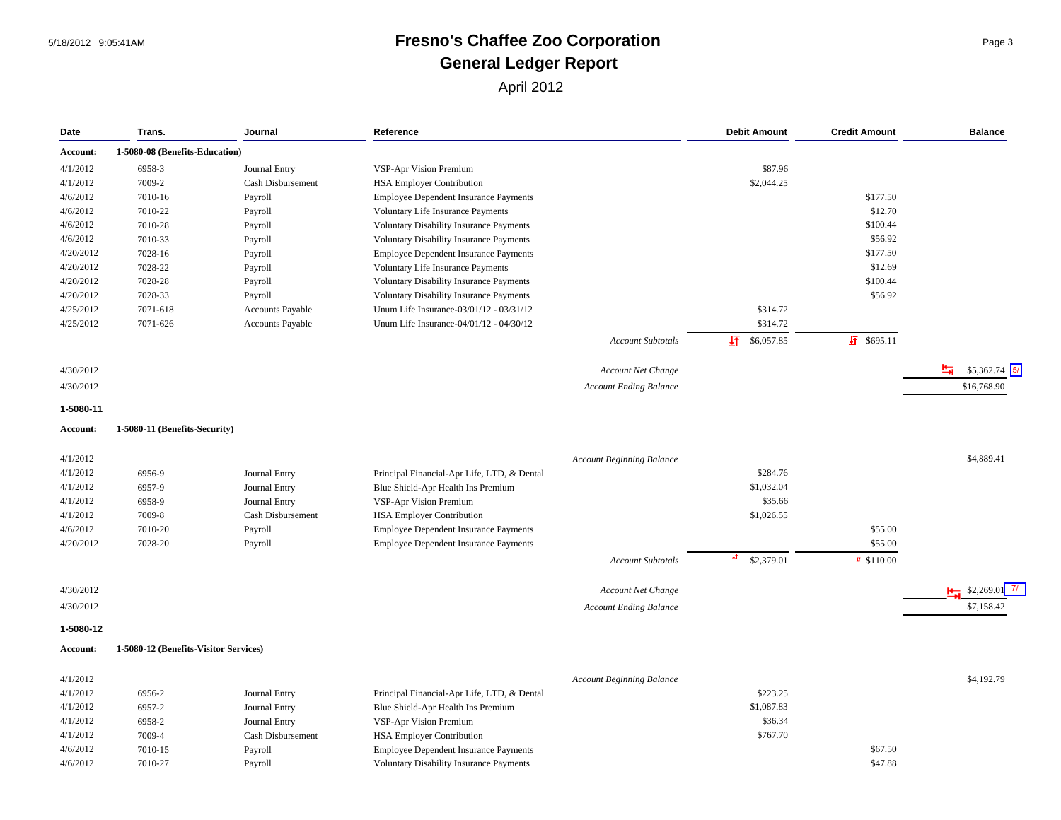# Fresno's Chaffee Zoo Corporation

## General Ledger Report

April 2012

| Date | Trans. | Journal | Reference | Debit Amount | Credit Amount | Balance |
|---|---|---|---|---|---|---|
| **Account:** | **1-5080-08 (Benefits-Education)** | | | | | |
| 4/1/2012 | 6958-3 | Journal Entry | VSP-Apr Vision Premium | $87.96 | | |
| 4/1/2012 | 7009-2 | Cash Disbursement | HSA Employer Contribution | $2,044.25 | | |
| 4/6/2012 | 7010-16 | Payroll | Employee Dependent Insurance Payments | | $177.50 | |
| 4/6/2012 | 7010-22 | Payroll | Voluntary Life Insurance Payments | | $12.70 | |
| 4/6/2012 | 7010-28 | Payroll | Voluntary Disability Insurance Payments | | $100.44 | |
| 4/6/2012 | 7010-33 | Payroll | Voluntary Disability Insurance Payments | | $56.92 | |
| 4/20/2012 | 7028-16 | Payroll | Employee Dependent Insurance Payments | | $177.50 | |
| 4/20/2012 | 7028-22 | Payroll | Voluntary Life Insurance Payments | | $12.69 | |
| 4/20/2012 | 7028-28 | Payroll | Voluntary Disability Insurance Payments | | $100.44 | |
| 4/20/2012 | 7028-33 | Payroll | Voluntary Disability Insurance Payments | | $56.92 | |
| 4/25/2012 | 7071-618 | Accounts Payable | Unum Life Insurance-03/01/12 - 03/31/12 | $314.72 | | |
| 4/25/2012 | 7071-626 | Accounts Payable | Unum Life Insurance-04/01/12 - 04/30/12 | $314.72 | | |
| | | | *Account Subtotals* | $6,057.85 | $695.11 | |
| 4/30/2012 | | | *Account Net Change* | | | $5,362.74 5/ |
| 4/30/2012 | | | *Account Ending Balance* | | | $16,768.90 |

**1-5080-11**

| Date | Trans. | Journal | Reference | Debit Amount | Credit Amount | Balance |
|---|---|---|---|---|---|---|
| **Account:** | **1-5080-11 (Benefits-Security)** | | | | | |
| 4/1/2012 | | | *Account Beginning Balance* | | | $4,889.41 |
| 4/1/2012 | 6956-9 | Journal Entry | Principal Financial-Apr Life, LTD, & Dental | $284.76 | | |
| 4/1/2012 | 6957-9 | Journal Entry | Blue Shield-Apr Health Ins Premium | $1,032.04 | | |
| 4/1/2012 | 6958-9 | Journal Entry | VSP-Apr Vision Premium | $35.66 | | |
| 4/1/2012 | 7009-8 | Cash Disbursement | HSA Employer Contribution | $1,026.55 | | |
| 4/6/2012 | 7010-20 | Payroll | Employee Dependent Insurance Payments | | $55.00 | |
| 4/20/2012 | 7028-20 | Payroll | Employee Dependent Insurance Payments | | $55.00 | |
| | | | *Account Subtotals* | $2,379.01 | $110.00 | |
| 4/30/2012 | | | *Account Net Change* | | | $2,269.01 7/ |
| 4/30/2012 | | | *Account Ending Balance* | | | $7,158.42 |

**1-5080-12**

| Date | Trans. | Journal | Reference | Debit Amount | Credit Amount | Balance |
|---|---|---|---|---|---|---|
| **Account:** | **1-5080-12 (Benefits-Visitor Services)** | | | | | |
| 4/1/2012 | | | *Account Beginning Balance* | | | $4,192.79 |
| 4/1/2012 | 6956-2 | Journal Entry | Principal Financial-Apr Life, LTD, & Dental | $223.25 | | |
| 4/1/2012 | 6957-2 | Journal Entry | Blue Shield-Apr Health Ins Premium | $1,087.83 | | |
| 4/1/2012 | 6958-2 | Journal Entry | VSP-Apr Vision Premium | $36.34 | | |
| 4/1/2012 | 7009-4 | Cash Disbursement | HSA Employer Contribution | $767.70 | | |
| 4/6/2012 | 7010-15 | Payroll | Employee Dependent Insurance Payments | | $67.50 | |
| 4/6/2012 | 7010-27 | Payroll | Voluntary Disability Insurance Payments | | $47.88 | |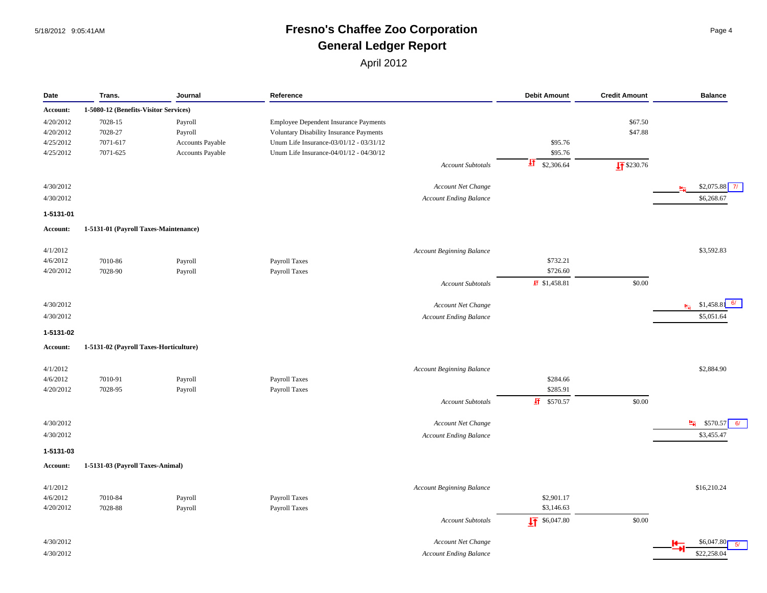# Fresno's Chaffee Zoo Corporation
## General Ledger Report
April 2012

| Date | Trans. | Journal | Reference | | Debit Amount | Credit Amount | Balance |
|---|---|---|---|---|---|---|---|
| **Account:** | **1-5080-12 (Benefits-Visitor Services)** | | | | | | |
| 4/20/2012 | 7028-15 | Payroll | Employee Dependent Insurance Payments | | | $67.50 | |
| 4/20/2012 | 7028-27 | Payroll | Voluntary Disability Insurance Payments | | | $47.88 | |
| 4/25/2012 | 7071-617 | Accounts Payable | Unum Life Insurance-03/01/12 - 03/31/12 | | $95.76 | | |
| 4/25/2012 | 7071-625 | Accounts Payable | Unum Life Insurance-04/01/12 - 04/30/12 | | $95.76 | | |
| | | | | *Account Subtotals* | $2,306.64 | $230.76 | |
| 4/30/2012 | | | | *Account Net Change* | | | $2,075.88 7/ |
| 4/30/2012 | | | | *Account Ending Balance* | | | $6,268.67 |
| **1-5131-01** | | | | | | | |
| **Account:** | **1-5131-01 (Payroll Taxes-Maintenance)** | | | | | | |
| 4/1/2012 | | | | *Account Beginning Balance* | | | $3,592.83 |
| 4/6/2012 | 7010-86 | Payroll | Payroll Taxes | | $732.21 | | |
| 4/20/2012 | 7028-90 | Payroll | Payroll Taxes | | $726.60 | | |
| | | | | *Account Subtotals* | $1,458.81 | $0.00 | |
| 4/30/2012 | | | | *Account Net Change* | | | $1,458.81 6/ |
| 4/30/2012 | | | | *Account Ending Balance* | | | $5,051.64 |
| **1-5131-02** | | | | | | | |
| **Account:** | **1-5131-02 (Payroll Taxes-Horticulture)** | | | | | | |
| 4/1/2012 | | | | *Account Beginning Balance* | | | $2,884.90 |
| 4/6/2012 | 7010-91 | Payroll | Payroll Taxes | | $284.66 | | |
| 4/20/2012 | 7028-95 | Payroll | Payroll Taxes | | $285.91 | | |
| | | | | *Account Subtotals* | $570.57 | $0.00 | |
| 4/30/2012 | | | | *Account Net Change* | | | $570.57 6/ |
| 4/30/2012 | | | | *Account Ending Balance* | | | $3,455.47 |
| **1-5131-03** | | | | | | | |
| **Account:** | **1-5131-03 (Payroll Taxes-Animal)** | | | | | | |
| 4/1/2012 | | | | *Account Beginning Balance* | | | $16,210.24 |
| 4/6/2012 | 7010-84 | Payroll | Payroll Taxes | | $2,901.17 | | |
| 4/20/2012 | 7028-88 | Payroll | Payroll Taxes | | $3,146.63 | | |
| | | | | *Account Subtotals* | $6,047.80 | $0.00 | |
| 4/30/2012 | | | | *Account Net Change* | | | $6,047.80 5/ |
| 4/30/2012 | | | | *Account Ending Balance* | | | $22,258.04 |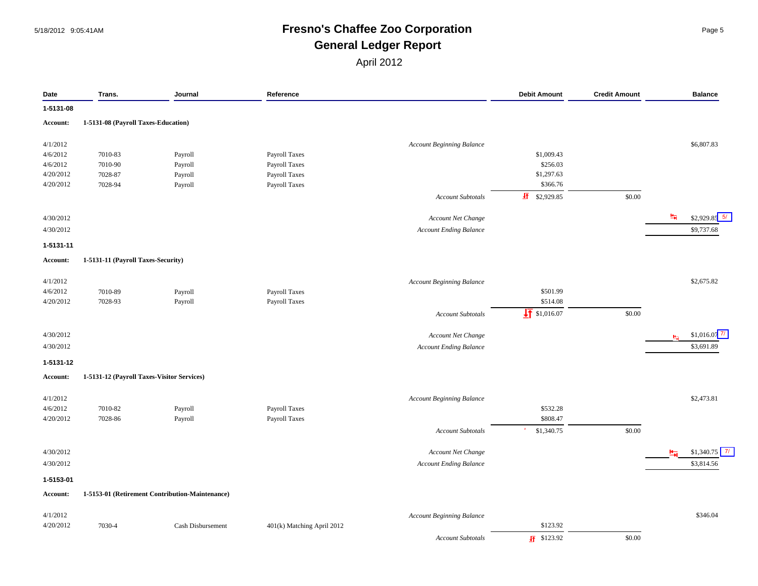# Fresno's Chaffee Zoo Corporation

## General Ledger Report

April 2012

| Date | Trans. | Journal | Reference | | Debit Amount | Credit Amount | Balance |
|---|---|---|---|---|---|---|---|
| **1-5131-08** | | | | | | | |
| **Account:** | **1-5131-08 (Payroll Taxes-Education)** | | | | | | |
| 4/1/2012 | | | | *Account Beginning Balance* | | | $6,807.83 |
| 4/6/2012 | 7010-83 | Payroll | Payroll Taxes | | $1,009.43 | | |
| 4/6/2012 | 7010-90 | Payroll | Payroll Taxes | | $256.03 | | |
| 4/20/2012 | 7028-87 | Payroll | Payroll Taxes | | $1,297.63 | | |
| 4/20/2012 | 7028-94 | Payroll | Payroll Taxes | | $366.76 | | |
| | | | | *Account Subtotals* | $2,929.85 | $0.00 | |
| 4/30/2012 | | | | *Account Net Change* | | | $2,929.85 5/ |
| 4/30/2012 | | | | *Account Ending Balance* | | | $9,737.68 |
| **1-5131-11** | | | | | | | |
| **Account:** | **1-5131-11 (Payroll Taxes-Security)** | | | | | | |
| 4/1/2012 | | | | *Account Beginning Balance* | | | $2,675.82 |
| 4/6/2012 | 7010-89 | Payroll | Payroll Taxes | | $501.99 | | |
| 4/20/2012 | 7028-93 | Payroll | Payroll Taxes | | $514.08 | | |
| | | | | *Account Subtotals* | $1,016.07 | $0.00 | |
| 4/30/2012 | | | | *Account Net Change* | | | $1,016.07 7/ |
| 4/30/2012 | | | | *Account Ending Balance* | | | $3,691.89 |
| **1-5131-12** | | | | | | | |
| **Account:** | **1-5131-12 (Payroll Taxes-Visitor Services)** | | | | | | |
| 4/1/2012 | | | | *Account Beginning Balance* | | | $2,473.81 |
| 4/6/2012 | 7010-82 | Payroll | Payroll Taxes | | $532.28 | | |
| 4/20/2012 | 7028-86 | Payroll | Payroll Taxes | | $808.47 | | |
| | | | | *Account Subtotals* | $1,340.75 | $0.00 | |
| 4/30/2012 | | | | *Account Net Change* | | | $1,340.75 7/ |
| 4/30/2012 | | | | *Account Ending Balance* | | | $3,814.56 |
| **1-5153-01** | | | | | | | |
| **Account:** | **1-5153-01 (Retirement Contribution-Maintenance)** | | | | | | |
| 4/1/2012 | | | | *Account Beginning Balance* | | | $346.04 |
| 4/20/2012 | 7030-4 | Cash Disbursement | 401(k) Matching April 2012 | | $123.92 | | |
| | | | | *Account Subtotals* | $123.92 | $0.00 | |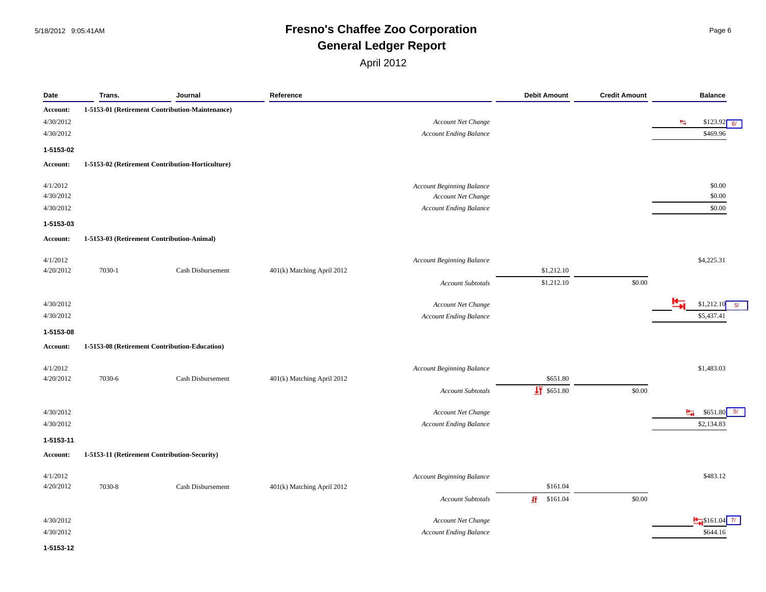# Fresno's Chaffee Zoo Corporation
## General Ledger Report
April 2012

| Date | Trans. | Journal | Reference | Debit Amount | Credit Amount | Balance |
|---|---|---|---|---|---|---|
| **Account:** | **1-5153-01 (Retirement Contribution-Maintenance)** | | | | | |
| 4/30/2012 | | | *Account Net Change* | | | $123.92 6/ |
| 4/30/2012 | | | *Account Ending Balance* | | | $469.96 |
| **1-5153-02** | | | | | | |
| **Account:** | **1-5153-02 (Retirement Contribution-Horticulture)** | | | | | |
| 4/1/2012 | | | *Account Beginning Balance* | | | $0.00 |
| 4/30/2012 | | | *Account Net Change* | | | $0.00 |
| 4/30/2012 | | | *Account Ending Balance* | | | $0.00 |
| **1-5153-03** | | | | | | |
| **Account:** | **1-5153-03 (Retirement Contribution-Animal)** | | | | | |
| 4/1/2012 | | | *Account Beginning Balance* | | | $4,225.31 |
| 4/20/2012 | 7030-1 | Cash Disbursement | 401(k) Matching April 2012 | $1,212.10 | | |
| | | | *Account Subtotals* | $1,212.10 | $0.00 | |
| 4/30/2012 | | | *Account Net Change* | | | $1,212.10 5/ |
| 4/30/2012 | | | *Account Ending Balance* | | | $5,437.41 |
| **1-5153-08** | | | | | | |
| **Account:** | **1-5153-08 (Retirement Contribution-Education)** | | | | | |
| 4/1/2012 | | | *Account Beginning Balance* | | | $1,483.03 |
| 4/20/2012 | 7030-6 | Cash Disbursement | 401(k) Matching April 2012 | $651.80 | | |
| | | | *Account Subtotals* | $651.80 | $0.00 | |
| 4/30/2012 | | | *Account Net Change* | | | $651.80 5/ |
| 4/30/2012 | | | *Account Ending Balance* | | | $2,134.83 |
| **1-5153-11** | | | | | | |
| **Account:** | **1-5153-11 (Retirement Contribution-Security)** | | | | | |
| 4/1/2012 | | | *Account Beginning Balance* | | | $483.12 |
| 4/20/2012 | 7030-8 | Cash Disbursement | 401(k) Matching April 2012 | $161.04 | | |
| | | | *Account Subtotals* | $161.04 | $0.00 | |
| 4/30/2012 | | | *Account Net Change* | | | $161.04 7/ |
| 4/30/2012 | | | *Account Ending Balance* | | | $644.16 |
| **1-5153-12** | | | | | | |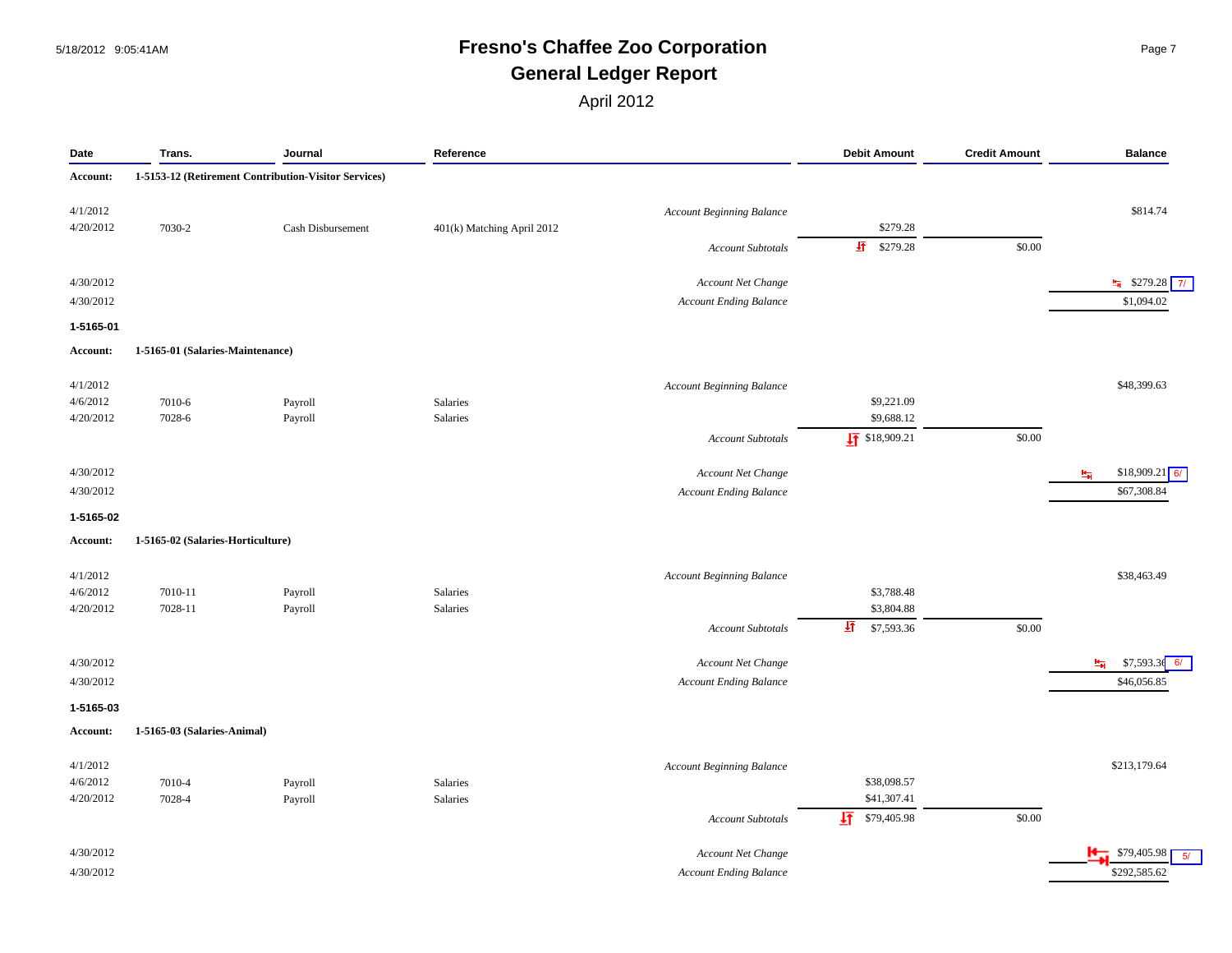# Fresno's Chaffee Zoo Corporation

## General Ledger Report

April 2012

| Date | Trans. | Journal | Reference | | Debit Amount | Credit Amount | Balance |
|---|---|---|---|---|---|---|---|
| **Account:** | **1-5153-12 (Retirement Contribution-Visitor Services)** | | | | | | |
| 4/1/2012 | | | | *Account Beginning Balance* | | | $814.74 |
| 4/20/2012 | 7030-2 | Cash Disbursement | 401(k) Matching April 2012 | | $279.28 | | |
| | | | | *Account Subtotals* | $279.28 | $0.00 | |
| 4/30/2012 | | | | *Account Net Change* | | | $279.28 7/ |
| 4/30/2012 | | | | *Account Ending Balance* | | | $1,094.02 |
| **1-5165-01** | | | | | | | |
| **Account:** | **1-5165-01 (Salaries-Maintenance)** | | | | | | |
| 4/1/2012 | | | | *Account Beginning Balance* | | | $48,399.63 |
| 4/6/2012 | 7010-6 | Payroll | Salaries | | $9,221.09 | | |
| 4/20/2012 | 7028-6 | Payroll | Salaries | | $9,688.12 | | |
| | | | | *Account Subtotals* | $18,909.21 | $0.00 | |
| 4/30/2012 | | | | *Account Net Change* | | | $18,909.21 6/ |
| 4/30/2012 | | | | *Account Ending Balance* | | | $67,308.84 |
| **1-5165-02** | | | | | | | |
| **Account:** | **1-5165-02 (Salaries-Horticulture)** | | | | | | |
| 4/1/2012 | | | | *Account Beginning Balance* | | | $38,463.49 |
| 4/6/2012 | 7010-11 | Payroll | Salaries | | $3,788.48 | | |
| 4/20/2012 | 7028-11 | Payroll | Salaries | | $3,804.88 | | |
| | | | | *Account Subtotals* | $7,593.36 | $0.00 | |
| 4/30/2012 | | | | *Account Net Change* | | | $7,593.36 6/ |
| 4/30/2012 | | | | *Account Ending Balance* | | | $46,056.85 |
| **1-5165-03** | | | | | | | |
| **Account:** | **1-5165-03 (Salaries-Animal)** | | | | | | |
| 4/1/2012 | | | | *Account Beginning Balance* | | | $213,179.64 |
| 4/6/2012 | 7010-4 | Payroll | Salaries | | $38,098.57 | | |
| 4/20/2012 | 7028-4 | Payroll | Salaries | | $41,307.41 | | |
| | | | | *Account Subtotals* | $79,405.98 | $0.00 | |
| 4/30/2012 | | | | *Account Net Change* | | | $79,405.98 5/ |
| 4/30/2012 | | | | *Account Ending Balance* | | | $292,585.62 |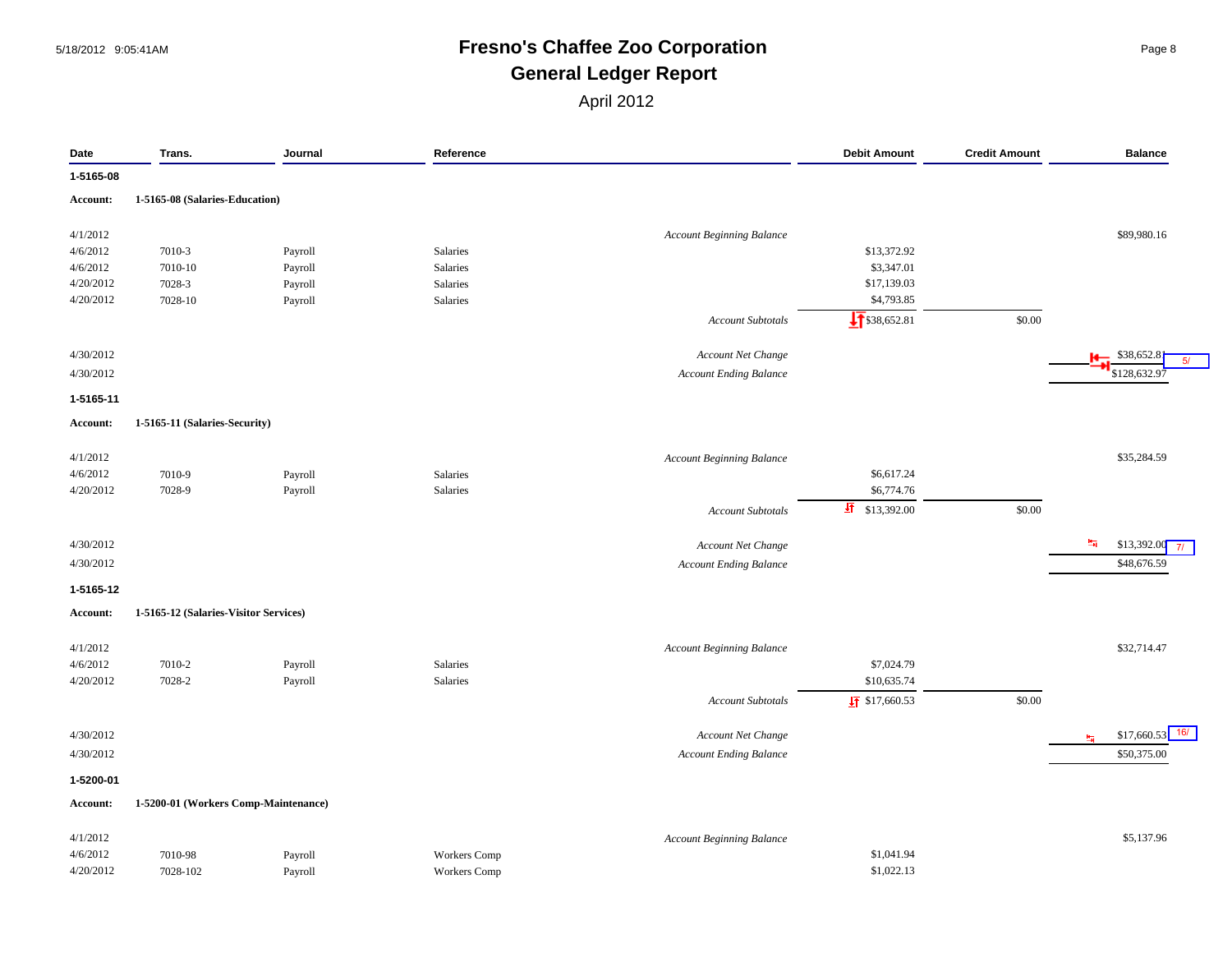# Fresno's Chaffee Zoo Corporation

## General Ledger Report

April 2012

| Date | Trans. | Journal | Reference | | Debit Amount | Credit Amount | Balance |
|---|---|---|---|---|---|---|---|
| **1-5165-08** | | | | | | | |
| **Account:** | **1-5165-08 (Salaries-Education)** | | | | | | |
| 4/1/2012 | | | | *Account Beginning Balance* | | | $89,980.16 |
| 4/6/2012 | 7010-3 | Payroll | Salaries | | $13,372.92 | | |
| 4/6/2012 | 7010-10 | Payroll | Salaries | | $3,347.01 | | |
| 4/20/2012 | 7028-3 | Payroll | Salaries | | $17,139.03 | | |
| 4/20/2012 | 7028-10 | Payroll | Salaries | | $4,793.85 | | |
| | | | | *Account Subtotals* | $38,652.81 | $0.00 | |
| 4/30/2012 | | | | *Account Net Change* | | | $38,652.81 5/ |
| 4/30/2012 | | | | *Account Ending Balance* | | | $128,632.97 |
| **1-5165-11** | | | | | | | |
| **Account:** | **1-5165-11 (Salaries-Security)** | | | | | | |
| 4/1/2012 | | | | *Account Beginning Balance* | | | $35,284.59 |
| 4/6/2012 | 7010-9 | Payroll | Salaries | | $6,617.24 | | |
| 4/20/2012 | 7028-9 | Payroll | Salaries | | $6,774.76 | | |
| | | | | *Account Subtotals* | $13,392.00 | $0.00 | |
| 4/30/2012 | | | | *Account Net Change* | | | $13,392.00 7/ |
| 4/30/2012 | | | | *Account Ending Balance* | | | $48,676.59 |
| **1-5165-12** | | | | | | | |
| **Account:** | **1-5165-12 (Salaries-Visitor Services)** | | | | | | |
| 4/1/2012 | | | | *Account Beginning Balance* | | | $32,714.47 |
| 4/6/2012 | 7010-2 | Payroll | Salaries | | $7,024.79 | | |
| 4/20/2012 | 7028-2 | Payroll | Salaries | | $10,635.74 | | |
| | | | | *Account Subtotals* | $17,660.53 | $0.00 | |
| 4/30/2012 | | | | *Account Net Change* | | | $17,660.53 16/ |
| 4/30/2012 | | | | *Account Ending Balance* | | | $50,375.00 |
| **1-5200-01** | | | | | | | |
| **Account:** | **1-5200-01 (Workers Comp-Maintenance)** | | | | | | |
| 4/1/2012 | | | | *Account Beginning Balance* | | | $5,137.96 |
| 4/6/2012 | 7010-98 | Payroll | Workers Comp | | $1,041.94 | | |
| 4/20/2012 | 7028-102 | Payroll | Workers Comp | | $1,022.13 | | |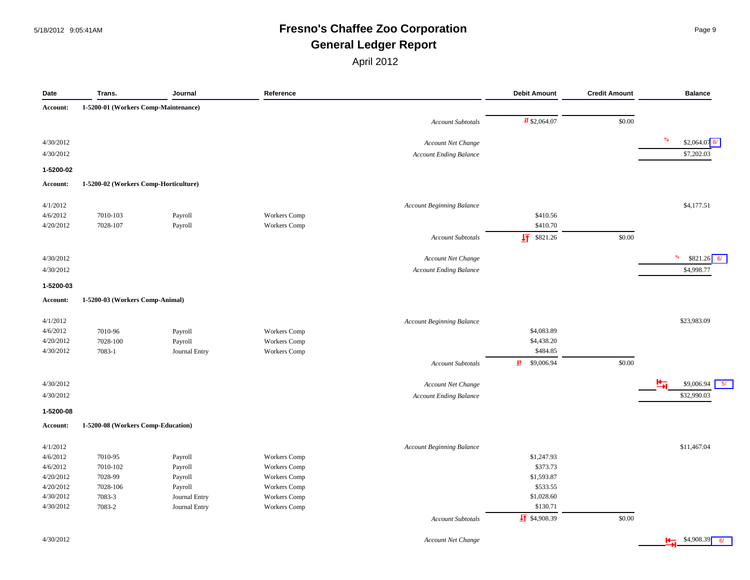# Fresno's Chaffee Zoo Corporation
## General Ledger Report
April 2012

| Date | Trans. | Journal | Reference | | Debit Amount | Credit Amount | Balance |
|---|---|---|---|---|---|---|---|
| **Account:** | **1-5200-01 (Workers Comp-Maintenance)** | | | | | | |
| | | | | *Account Subtotals* | $2,064.07 | $0.00 | |
| 4/30/2012 | | | | *Account Net Change* | | | $2,064.07 6/ |
| 4/30/2012 | | | | *Account Ending Balance* | | | $7,202.03 |
| **1-5200-02** | | | | | | | |
| **Account:** | **1-5200-02 (Workers Comp-Horticulture)** | | | | | | |
| 4/1/2012 | | | | *Account Beginning Balance* | | | $4,177.51 |
| 4/6/2012 | 7010-103 | Payroll | Workers Comp | | $410.56 | | |
| 4/20/2012 | 7028-107 | Payroll | Workers Comp | | $410.70 | | |
| | | | | *Account Subtotals* | $821.26 | $0.00 | |
| 4/30/2012 | | | | *Account Net Change* | | | $821.26 6/ |
| 4/30/2012 | | | | *Account Ending Balance* | | | $4,998.77 |
| **1-5200-03** | | | | | | | |
| **Account:** | **1-5200-03 (Workers Comp-Animal)** | | | | | | |
| 4/1/2012 | | | | *Account Beginning Balance* | | | $23,983.09 |
| 4/6/2012 | 7010-96 | Payroll | Workers Comp | | $4,083.89 | | |
| 4/20/2012 | 7028-100 | Payroll | Workers Comp | | $4,438.20 | | |
| 4/30/2012 | 7083-1 | Journal Entry | Workers Comp | | $484.85 | | |
| | | | | *Account Subtotals* | $9,006.94 | $0.00 | |
| 4/30/2012 | | | | *Account Net Change* | | | $9,006.94 5/ |
| 4/30/2012 | | | | *Account Ending Balance* | | | $32,990.03 |
| **1-5200-08** | | | | | | | |
| **Account:** | **1-5200-08 (Workers Comp-Education)** | | | | | | |
| 4/1/2012 | | | | *Account Beginning Balance* | | | $11,467.04 |
| 4/6/2012 | 7010-95 | Payroll | Workers Comp | | $1,247.93 | | |
| 4/6/2012 | 7010-102 | Payroll | Workers Comp | | $373.73 | | |
| 4/20/2012 | 7028-99 | Payroll | Workers Comp | | $1,593.87 | | |
| 4/20/2012 | 7028-106 | Payroll | Workers Comp | | $533.55 | | |
| 4/30/2012 | 7083-3 | Journal Entry | Workers Comp | | $1,028.60 | | |
| 4/30/2012 | 7083-2 | Journal Entry | Workers Comp | | $130.71 | | |
| | | | | *Account Subtotals* | $4,908.39 | $0.00 | |
| 4/30/2012 | | | | *Account Net Change* | | | $4,908.39 6/ |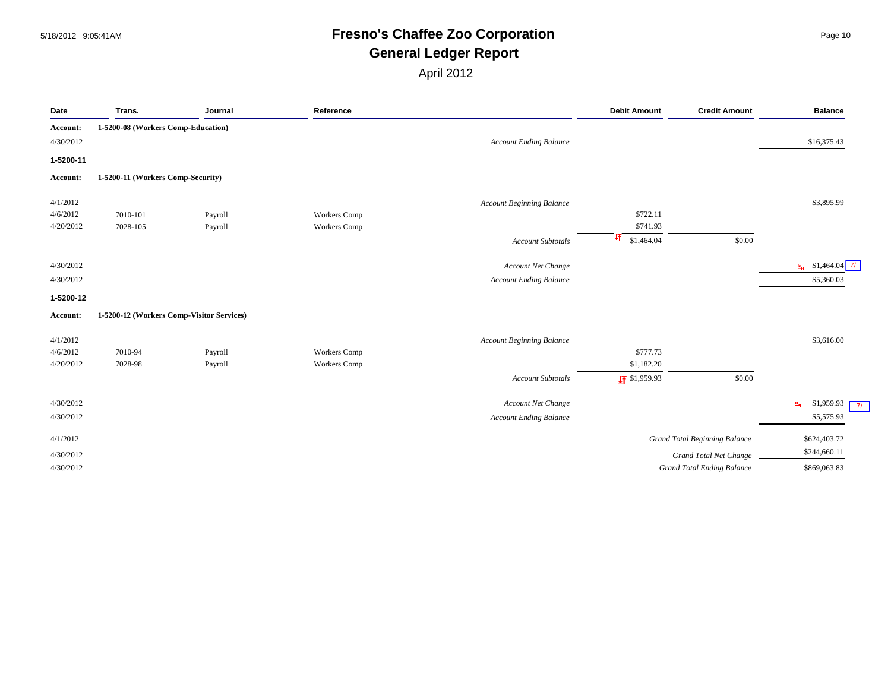# Fresno's Chaffee Zoo Corporation

## General Ledger Report

April 2012

| Date | Trans. | Journal | Reference | | Debit Amount | Credit Amount | Balance |
|---|---|---|---|---|---|---|---|
| **Account:** | **1-5200-08 (Workers Comp-Education)** | | | | | | |
| 4/30/2012 | | | | *Account Ending Balance* | | | $16,375.43 |
| **1-5200-11** | | | | | | | |
| **Account:** | **1-5200-11 (Workers Comp-Security)** | | | | | | |
| 4/1/2012 | | | | *Account Beginning Balance* | | | $3,895.99 |
| 4/6/2012 | 7010-101 | Payroll | Workers Comp | | $722.11 | | |
| 4/20/2012 | 7028-105 | Payroll | Workers Comp | | $741.93 | | |
| | | | | *Account Subtotals* | $1,464.04 | $0.00 | |
| 4/30/2012 | | | | *Account Net Change* | | | $1,464.04  7/ |
| 4/30/2012 | | | | *Account Ending Balance* | | | $5,360.03 |
| **1-5200-12** | | | | | | | |
| **Account:** | **1-5200-12 (Workers Comp-Visitor Services)** | | | | | | |
| 4/1/2012 | | | | *Account Beginning Balance* | | | $3,616.00 |
| 4/6/2012 | 7010-94 | Payroll | Workers Comp | | $777.73 | | |
| 4/20/2012 | 7028-98 | Payroll | Workers Comp | | $1,182.20 | | |
| | | | | *Account Subtotals* | $1,959.93 | $0.00 | |
| 4/30/2012 | | | | *Account Net Change* | | | $1,959.93 7/ |
| 4/30/2012 | | | | *Account Ending Balance* | | | $5,575.93 |
| 4/1/2012 | | | | | | *Grand Total Beginning Balance* | $624,403.72 |
| 4/30/2012 | | | | | | *Grand Total Net Change* | $244,660.11 |
| 4/30/2012 | | | | | | *Grand Total Ending Balance* | $869,063.83 |